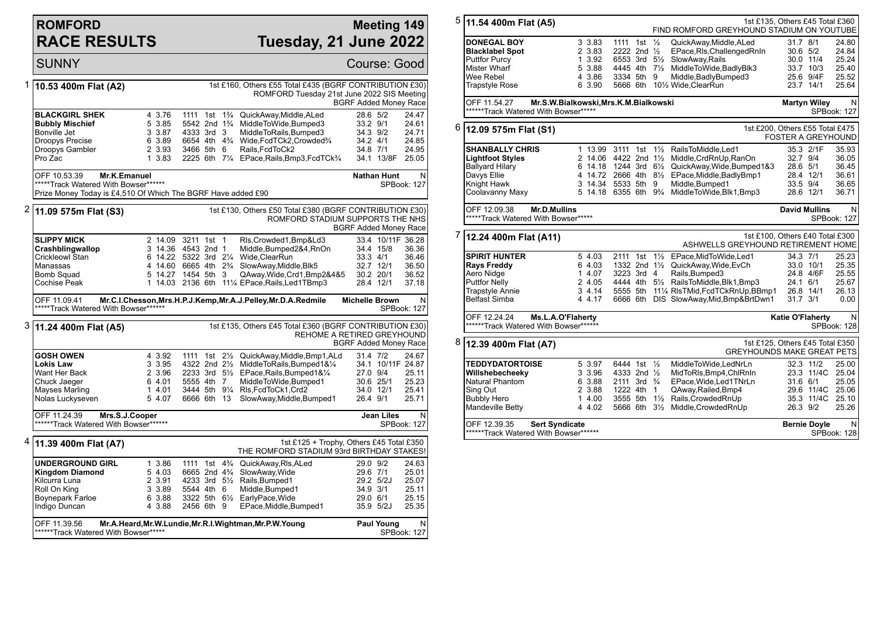# ROMFORD RACE RESULTS

## Meeting 149 — Tuesday, 21 June 2022

SUNNY — Course: Good

### 1 — 10.53 400m Flat (A2)

1st £160, Others £55 Total £435 (BGRF CONTRIBUTION £30)
ROMFORD Tuesday 21st June 2022 SIS Meeting
BGRF Added Money Race

| Greyhound | Trap | Sect | Bends | Pos | Dist | Remarks | Wt | SP | Time |
|---|---|---|---|---|---|---|---|---|---|
| **BLACKGIRL SHEK** | 4 | 3.76 | 1111 | 1st | 1¾ | QuickAway,Middle,ALed | 28.6 | 5/2 | 24.47 |
| **Bubbly Mischief** | 5 | 3.85 | 5542 | 2nd | 1¾ | MiddleToWide,Bumped3 | 33.2 | 9/1 | 24.61 |
| Bonville Jet | 3 | 3.87 | 4333 | 3rd | 3 | MiddleToRails,Bumped3 | 34.3 | 9/2 | 24.71 |
| Droopys Precise | 6 | 3.89 | 6654 | 4th | 4¾ | Wide,FcdTCk2,Crowded¾ | 34.2 | 4/1 | 24.85 |
| Droopys Gambler | 2 | 3.93 | 3466 | 5th | 6 | Rails,FcdToCk2 | 34.8 | 7/1 | 24.95 |
| Pro Zac | 1 | 3.83 | 2225 | 6th | 7¼ | EPace,Rails,Bmp3,FcdTCk¾ | 34.1 | 13/8F | 25.05 |

OFF 10.53.39 **Mr.K.Emanuel** — **Nathan Hunt** — N
*****Track Watered With Bowser****** — SPBook: 127
Prize Money Today is £4,510 Of Which The BGRF Have added £90

### 2 — 11.09 575m Flat (S3)

1st £130, Others £50 Total £380 (BGRF CONTRIBUTION £30)
ROMFORD STADIUM SUPPORTS THE NHS
BGRF Added Money Race

| Greyhound | Trap | Sect | Bends | Pos | Dist | Remarks | Wt | SP | Time |
|---|---|---|---|---|---|---|---|---|---|
| **SLIPPY MICK** | 2 | 14.09 | 3211 | 1st | 1 | Rls,Crowded1,Bmp&Ld3 | 33.4 | 10/11F | 36.28 |
| **Crashblingwallop** | 3 | 14.36 | 4543 | 2nd | 1 | Middle,Bumped2&4,RnOn | 34.4 | 15/8 | 36.36 |
| Crickleowl Stan | 6 | 14.22 | 5322 | 3rd | 2¼ | Wide,ClearRun | 33.3 | 4/1 | 36.46 |
| Manassas | 4 | 14.60 | 6665 | 4th | 2¾ | SlowAway,Middle,Blk5 | 32.7 | 12/1 | 36.50 |
| Bomb Squad | 5 | 14.27 | 1454 | 5th | 3 | QAway,Wide,Crd1,Bmp2&4&5 | 30.2 | 20/1 | 36.52 |
| Cochise Peak | 1 | 14.03 | 2136 | 6th | 11¼ | EPace,Rails,Led1TBmp3 | 28.4 | 12/1 | 37.18 |

OFF 11.09.41 **Mr.C.I.Chesson,Mrs.H.P.J.Kemp,Mr.A.J.Pelley,Mr.D.A.Redmile** — **Michelle Brown** — N
*****Track Watered With Bowser****** — SPBook: 127

### 3 — 11.24 400m Flat (A5)

1st £135, Others £45 Total £360 (BGRF CONTRIBUTION £30)
REHOME A RETIRED GREYHOUND
BGRF Added Money Race

| Greyhound | Trap | Sect | Bends | Pos | Dist | Remarks | Wt | SP | Time |
|---|---|---|---|---|---|---|---|---|---|
| **GOSH OWEN** | 4 | 3.92 | 1111 | 1st | 2½ | QuickAway,Middle,Bmp1,ALd | 31.4 | 7/2 | 24.67 |
| **Lokis Law** | 3 | 3.95 | 4322 | 2nd | 2½ | MiddleToRails,Bumped1&¼ | 34.1 | 10/11F | 24.87 |
| Want Her Back | 2 | 3.96 | 2233 | 3rd | 5½ | EPace,Rails,Bumped1&¼ | 27.0 | 9/4 | 25.11 |
| Chuck Jaeger | 6 | 4.01 | 5555 | 4th | 7 | MiddleToWide,Bumped1 | 30.6 | 25/1 | 25.23 |
| Mayses Marling | 1 | 4.01 | 3444 | 5th | 9¼ | Rls,FcdToCk1,Crd2 | 34.0 | 12/1 | 25.41 |
| Nolas Luckyseven | 5 | 4.07 | 6666 | 6th | 13 | SlowAway,Middle,Bumped1 | 26.4 | 9/1 | 25.71 |

OFF 11.24.39 **Mrs.S.J.Cooper** — **Jean Liles** — N
******Track Watered With Bowser****** — SPBook: 127

### 4 — 11.39 400m Flat (A7)

1st £125 + Trophy, Others £45 Total £350
THE ROMFORD STADIUM 93rd BIRTHDAY STAKES!

| Greyhound | Trap | Sect | Bends | Pos | Dist | Remarks | Wt | SP | Time |
|---|---|---|---|---|---|---|---|---|---|
| **UNDERGROUND GIRL** | 1 | 3.86 | 1111 | 1st | 4¾ | QuickAway,Rls,ALed | 29.0 | 9/2 | 24.63 |
| **Kingdom Diamond** | 5 | 4.03 | 6665 | 2nd | 4¾ | SlowAway,Wide | 29.6 | 7/1 | 25.01 |
| Kilcurra Luna | 2 | 3.91 | 4233 | 3rd | 5½ | Rails,Bumped1 | 29.2 | 5/2J | 25.07 |
| Roll On King | 3 | 3.89 | 5544 | 4th | 6 | Middle,Bumped1 | 34.9 | 3/1 | 25.11 |
| Boynepark Farloe | 6 | 3.88 | 3322 | 5th | 6½ | EarlyPace,Wide | 29.0 | 6/1 | 25.15 |
| Indigo Duncan | 4 | 3.88 | 2456 | 6th | 9 | EPace,Middle,Bumped1 | 35.9 | 5/2J | 25.35 |

OFF 11.39.56 **Mr.A.Heard,Mr.W.Lundie,Mr.R.I.Wightman,Mr.P.W.Young** — **Paul Young** — N
******Track Watered With Bowser***** — SPBook: 127

### 5 — 11.54 400m Flat (A5)

1st £135, Others £45 Total £360
FIND ROMFORD GREYHOUND STADIUM ON YOUTUBE

| Greyhound | Trap | Sect | Bends | Pos | Dist | Remarks | Wt | SP | Time |
|---|---|---|---|---|---|---|---|---|---|
| **DONEGAL BOY** | 3 | 3.83 | 1111 | 1st | ½ | QuickAway,Middle,ALed | 31.7 | 8/1 | 24.80 |
| **Blacklabel Spot** | 2 | 3.83 | 2222 | 2nd | ½ | EPace,Rls,ChallengedRnIn | 30.6 | 5/2 | 24.84 |
| Puttfor Purcy | 1 | 3.92 | 6553 | 3rd | 5½ | SlowAway,Rails | 30.0 | 11/4 | 25.24 |
| Mister Wharf | 5 | 3.88 | 4445 | 4th | 7½ | MiddleToWide,BadlyBlk3 | 33.7 | 10/3 | 25.40 |
| Wee Rebel | 4 | 3.86 | 3334 | 5th | 9 | Middle,BadlyBumped3 | 25.6 | 9/4F | 25.52 |
| Trapstyle Rose | 6 | 3.90 | 5666 | 6th | 10½ | Wide,ClearRun | 23.7 | 14/1 | 25.64 |

OFF 11.54.27 **Mr.S.W.Bialkowski,Mrs.K.M.Bialkowski** — **Martyn Wiley** — N
******Track Watered With Bowser***** — SPBook: 127

### 6 — 12.09 575m Flat (S1)

1st £200, Others £55 Total £475
FOSTER A GREYHOUND

| Greyhound | Trap | Sect | Bends | Pos | Dist | Remarks | Wt | SP | Time |
|---|---|---|---|---|---|---|---|---|---|
| **SHANBALLY CHRIS** | 1 | 13.99 | 3111 | 1st | 1½ | RailsToMiddle,Led1 | 35.3 | 2/1F | 35.93 |
| **Lightfoot Styles** | 2 | 14.06 | 4422 | 2nd | 1½ | Middle,CrdRnUp,RanOn | 32.7 | 9/4 | 36.05 |
| Ballyard Hilary | 6 | 14.18 | 1244 | 3rd | 6½ | QuickAway,Wide,Bumped1&3 | 28.6 | 5/1 | 36.45 |
| Davys Ellie | 4 | 14.72 | 2666 | 4th | 8½ | EPace,Middle,BadlyBmp1 | 28.4 | 12/1 | 36.61 |
| Knight Hawk | 3 | 14.34 | 5533 | 5th | 9 | Middle,Bumped1 | 33.5 | 9/4 | 36.65 |
| Coolavanny Maxy | 5 | 14.18 | 6355 | 6th | 9¾ | MiddleToWide,Blk1,Bmp3 | 28.6 | 12/1 | 36.71 |

OFF 12.09.38 **Mr.D.Mullins** — **David Mullins** — N
*****Track Watered With Bowser***** — SPBook: 127

### 7 — 12.24 400m Flat (A11)

1st £100, Others £40 Total £300
ASHWELLS GREYHOUND RETIREMENT HOME

| Greyhound | Trap | Sect | Bends | Pos | Dist | Remarks | Wt | SP | Time |
|---|---|---|---|---|---|---|---|---|---|
| **SPIRIT HUNTER** | 5 | 4.03 | 2111 | 1st | 1½ | EPace,MidToWide,Led1 | 34.3 | 7/1 | 25.23 |
| **Rays Freddy** | 6 | 4.03 | 1332 | 2nd | 1½ | QuickAway,Wide,EvCh | 33.0 | 10/1 | 25.35 |
| Aero Nidge | 1 | 4.07 | 3223 | 3rd | 4 | Rails,Bumped3 | 24.8 | 4/6F | 25.55 |
| Puttfor Nelly | 2 | 4.05 | 4444 | 4th | 5½ | RailsToMiddle,Blk1,Bmp3 | 24.1 | 6/1 | 25.67 |
| Trapstyle Annie | 3 | 4.14 | 5555 | 5th | 11¼ | RlsTMid,FcdTCkRnUp,BBmp1 | 26.8 | 14/1 | 26.13 |
| Belfast Simba | 4 | 4.17 | 6666 | 6th | DIS | SlowAway,Mid,Bmp&BrtDwn1 | 31.7 | 3/1 | 0.00 |

OFF 12.24.24 **Ms.L.A.O'Flaherty** — **Katie O'Flaherty** — N
******Track Watered With Bowser****** — SPBook: 128

### 8 — 12.39 400m Flat (A7)

1st £125, Others £45 Total £350
GREYHOUNDS MAKE GREAT PETS

| Greyhound | Trap | Sect | Bends | Pos | Dist | Remarks | Wt | SP | Time |
|---|---|---|---|---|---|---|---|---|---|
| **TEDDYDATORTOISE** | 5 | 3.97 | 6444 | 1st | ½ | MiddleToWide,LedNrLn | 32.3 | 11/2 | 25.00 |
| **Willshebecheeky** | 3 | 3.96 | 4333 | 2nd | ½ | MidToRls,Bmp4,ChlRnIn | 23.3 | 11/4C | 25.04 |
| Natural Phantom | 6 | 3.88 | 2111 | 3rd | ¾ | EPace,Wide,Led1TNrLn | 31.6 | 6/1 | 25.05 |
| Sing Out | 2 | 3.88 | 1222 | 4th | 1 | QAway,Railed,Bmp4 | 29.6 | 11/4C | 25.06 |
| Bubbly Hero | 1 | 4.00 | 3555 | 5th | 1½ | Rails,CrowdedRnUp | 35.3 | 11/4C | 25.10 |
| Mandeville Betty | 4 | 4.02 | 5666 | 6th | 3½ | Middle,CrowdedRnUp | 26.3 | 9/2 | 25.26 |

OFF 12.39.35 **Sert Syndicate** — **Bernie Doyle** — N
******Track Watered With Bowser****** — SPBook: 128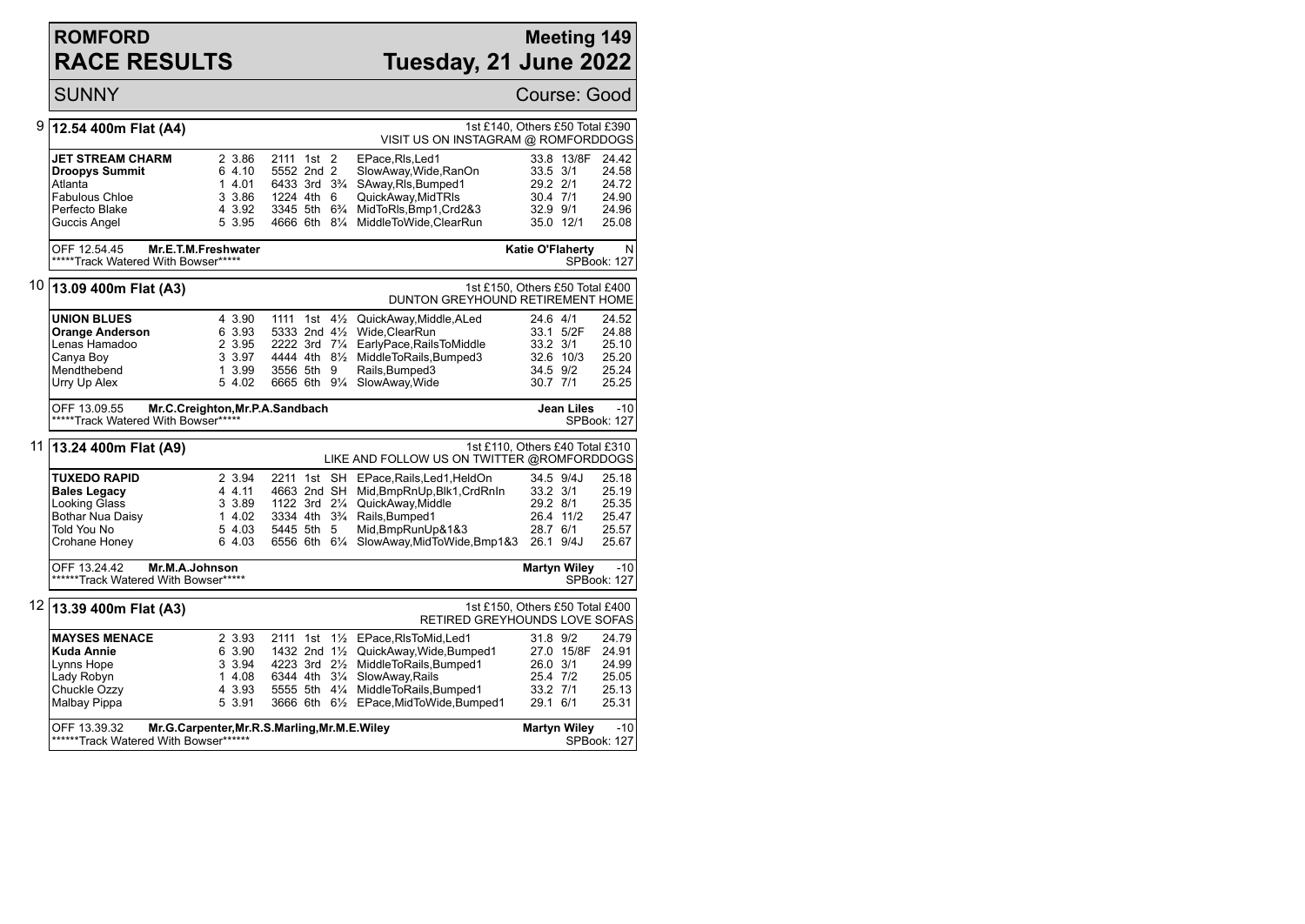# ROMFORD RACE RESULTS

## Meeting 149 — Tuesday, 21 June 2022

SUNNY — Course: Good

### 9 — 12.54 400m Flat (A4)

1st £140, Others £50 Total £390
VISIT US ON INSTAGRAM @ ROMFORDDOGS

| | | | | | | | | | |
|---|---|---|---|---|---|---|---|---|---|
| **JET STREAM CHARM** | 2 | 3.86 | 2111 | 1st | 2 | EPace,Rls,Led1 | 33.8 | 13/8F | 24.42 |
| **Droopys Summit** | 6 | 4.10 | 5552 | 2nd | 2 | SlowAway,Wide,RanOn | 33.5 | 3/1 | 24.58 |
| Atlanta | 1 | 4.01 | 6433 | 3rd | 3¾ | SAway,Rls,Bumped1 | 29.2 | 2/1 | 24.72 |
| Fabulous Chloe | 3 | 3.86 | 1224 | 4th | 6 | QuickAway,MidTRls | 30.4 | 7/1 | 24.90 |
| Perfecto Blake | 4 | 3.92 | 3345 | 5th | 6¾ | MidToRls,Bmp1,Crd2&3 | 32.9 | 9/1 | 24.96 |
| Guccis Angel | 5 | 3.95 | 4666 | 6th | 8¼ | MiddleToWide,ClearRun | 35.0 | 12/1 | 25.08 |

OFF 12.54.45 **Mr.E.T.M.Freshwater** — **Katie O'Flaherty** N
*****Track Watered With Bowser***** — SPBook: 127

### 10 — 13.09 400m Flat (A3)

1st £150, Others £50 Total £400
DUNTON GREYHOUND RETIREMENT HOME

| | | | | | | | | | |
|---|---|---|---|---|---|---|---|---|---|
| **UNION BLUES** | 4 | 3.90 | 1111 | 1st | 4½ | QuickAway,Middle,ALed | 24.6 | 4/1 | 24.52 |
| **Orange Anderson** | 6 | 3.93 | 5333 | 2nd | 4½ | Wide,ClearRun | 33.1 | 5/2F | 24.88 |
| Lenas Hamadoo | 2 | 3.95 | 2222 | 3rd | 7¼ | EarlyPace,RailsToMiddle | 33.2 | 3/1 | 25.10 |
| Canya Boy | 3 | 3.97 | 4444 | 4th | 8½ | MiddleToRails,Bumped3 | 32.6 | 10/3 | 25.20 |
| Mendthebend | 1 | 3.99 | 3556 | 5th | 9 | Rails,Bumped3 | 34.5 | 9/2 | 25.24 |
| Urry Up Alex | 5 | 4.02 | 6665 | 6th | 9¼ | SlowAway,Wide | 30.7 | 7/1 | 25.25 |

OFF 13.09.55 **Mr.C.Creighton,Mr.P.A.Sandbach** — **Jean Liles** -10
*****Track Watered With Bowser***** — SPBook: 127

### 11 — 13.24 400m Flat (A9)

1st £110, Others £40 Total £310
LIKE AND FOLLOW US ON TWITTER @ROMFORDDOGS

| | | | | | | | | | |
|---|---|---|---|---|---|---|---|---|---|
| **TUXEDO RAPID** | 2 | 3.94 | 2211 | 1st | SH | EPace,Rails,Led1,HeldOn | 34.5 | 9/4J | 25.18 |
| **Bales Legacy** | 4 | 4.11 | 4663 | 2nd | SH | Mid,BmpRnUp,Blk1,CrdRnIn | 33.2 | 3/1 | 25.19 |
| Looking Glass | 3 | 3.89 | 1122 | 3rd | 2¼ | QuickAway,Middle | 29.2 | 8/1 | 25.35 |
| Bothar Nua Daisy | 1 | 4.02 | 3334 | 4th | 3¾ | Rails,Bumped1 | 26.4 | 11/2 | 25.47 |
| Told You No | 5 | 4.03 | 5445 | 5th | 5 | Mid,BmpRunUp&1&3 | 28.7 | 6/1 | 25.57 |
| Crohane Honey | 6 | 4.03 | 6556 | 6th | 6¼ | SlowAway,MidToWide,Bmp1&3 | 26.1 | 9/4J | 25.67 |

OFF 13.24.42 **Mr.M.A.Johnson** — **Martyn Wiley** -10
******Track Watered With Bowser***** — SPBook: 127

### 12 — 13.39 400m Flat (A3)

1st £150, Others £50 Total £400
RETIRED GREYHOUNDS LOVE SOFAS

| | | | | | | | | | |
|---|---|---|---|---|---|---|---|---|---|
| **MAYSES MENACE** | 2 | 3.93 | 2111 | 1st | 1½ | EPace,RlsToMid,Led1 | 31.8 | 9/2 | 24.79 |
| **Kuda Annie** | 6 | 3.90 | 1432 | 2nd | 1½ | QuickAway,Wide,Bumped1 | 27.0 | 15/8F | 24.91 |
| Lynns Hope | 3 | 3.94 | 4223 | 3rd | 2½ | MiddleToRails,Bumped1 | 26.0 | 3/1 | 24.99 |
| Lady Robyn | 1 | 4.08 | 6344 | 4th | 3¼ | SlowAway,Rails | 25.4 | 7/2 | 25.05 |
| Chuckle Ozzy | 4 | 3.93 | 5555 | 5th | 4¼ | MiddleToRails,Bumped1 | 33.2 | 7/1 | 25.13 |
| Malbay Pippa | 5 | 3.91 | 3666 | 6th | 6½ | EPace,MidToWide,Bumped1 | 29.1 | 6/1 | 25.31 |

OFF 13.39.32 **Mr.G.Carpenter,Mr.R.S.Marling,Mr.M.E.Wiley** — **Martyn Wiley** -10
******Track Watered With Bowser****** — SPBook: 127